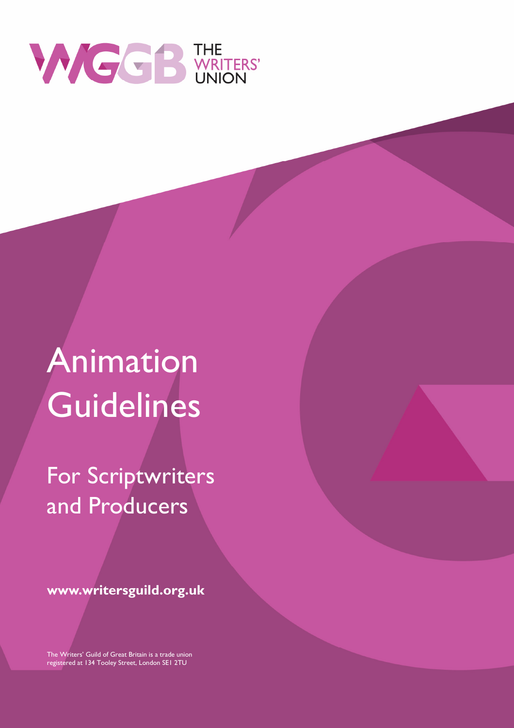WGGB THE WRITERS' UNION

# Animation Guidelines

## For Scriptwriters and Producers

**www.writersguild.org.uk**

The Writers' Guild of Great Britain is a trade union registered at 134 Tooley Street, London SE1 2TU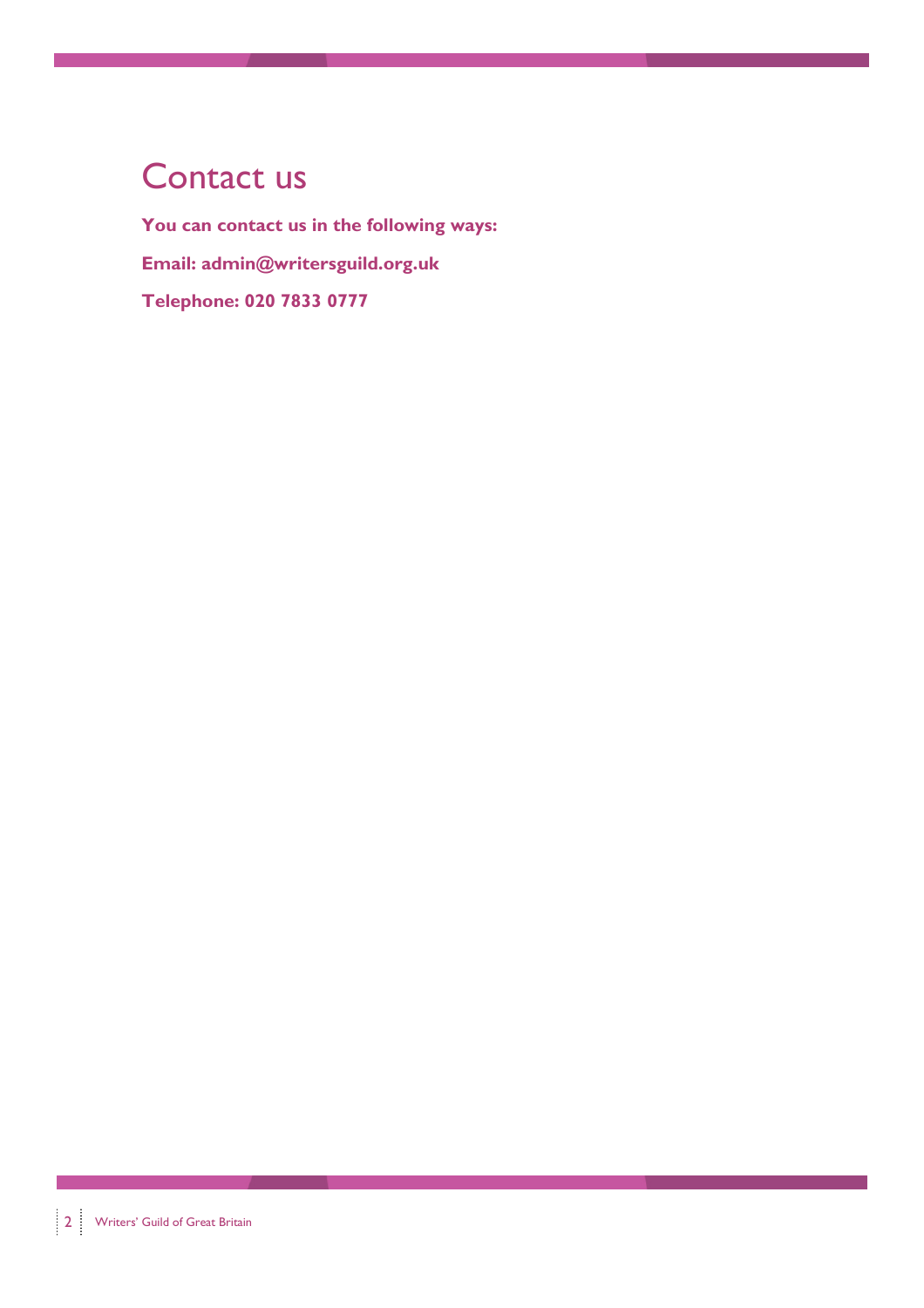# Contact us

**You can contact us in the following ways:**

**Email: admin@writersguild.org.uk**

**Telephone: 020 7833 0777**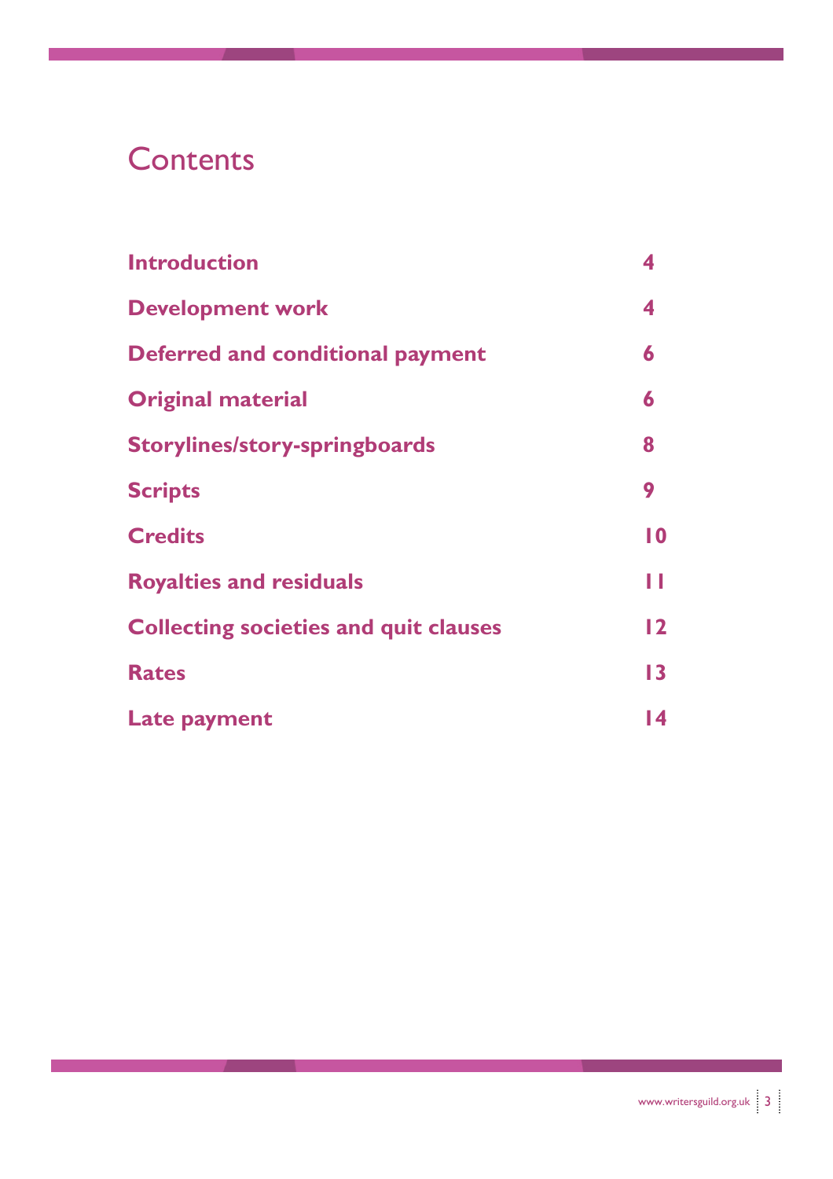# Contents

| | |
|---|---|
| **Introduction** | **4** |
| **Development work** | **4** |
| **Deferred and conditional payment** | **6** |
| **Original material** | **6** |
| **Storylines/story-springboards** | **8** |
| **Scripts** | **9** |
| **Credits** | **10** |
| **Royalties and residuals** | **11** |
| **Collecting societies and quit clauses** | **12** |
| **Rates** | **13** |
| **Late payment** | **14** |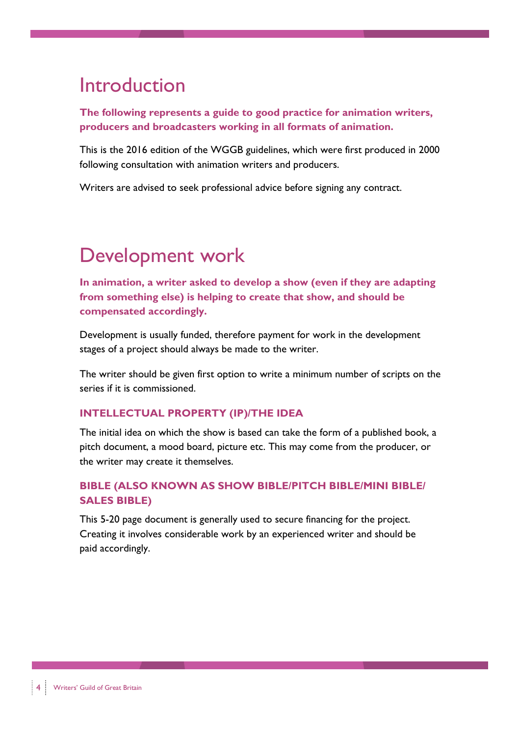# Introduction

**The following represents a guide to good practice for animation writers, producers and broadcasters working in all formats of animation.**

This is the 2016 edition of the WGGB guidelines, which were first produced in 2000 following consultation with animation writers and producers.

Writers are advised to seek professional advice before signing any contract.

# Development work

**In animation, a writer asked to develop a show (even if they are adapting from something else) is helping to create that show, and should be compensated accordingly.**

Development is usually funded, therefore payment for work in the development stages of a project should always be made to the writer.

The writer should be given first option to write a minimum number of scripts on the series if it is commissioned.

### INTELLECTUAL PROPERTY (IP)/THE IDEA

The initial idea on which the show is based can take the form of a published book, a pitch document, a mood board, picture etc. This may come from the producer, or the writer may create it themselves.

### BIBLE (ALSO KNOWN AS SHOW BIBLE/PITCH BIBLE/MINI BIBLE/ SALES BIBLE)

This 5-20 page document is generally used to secure financing for the project. Creating it involves considerable work by an experienced writer and should be paid accordingly.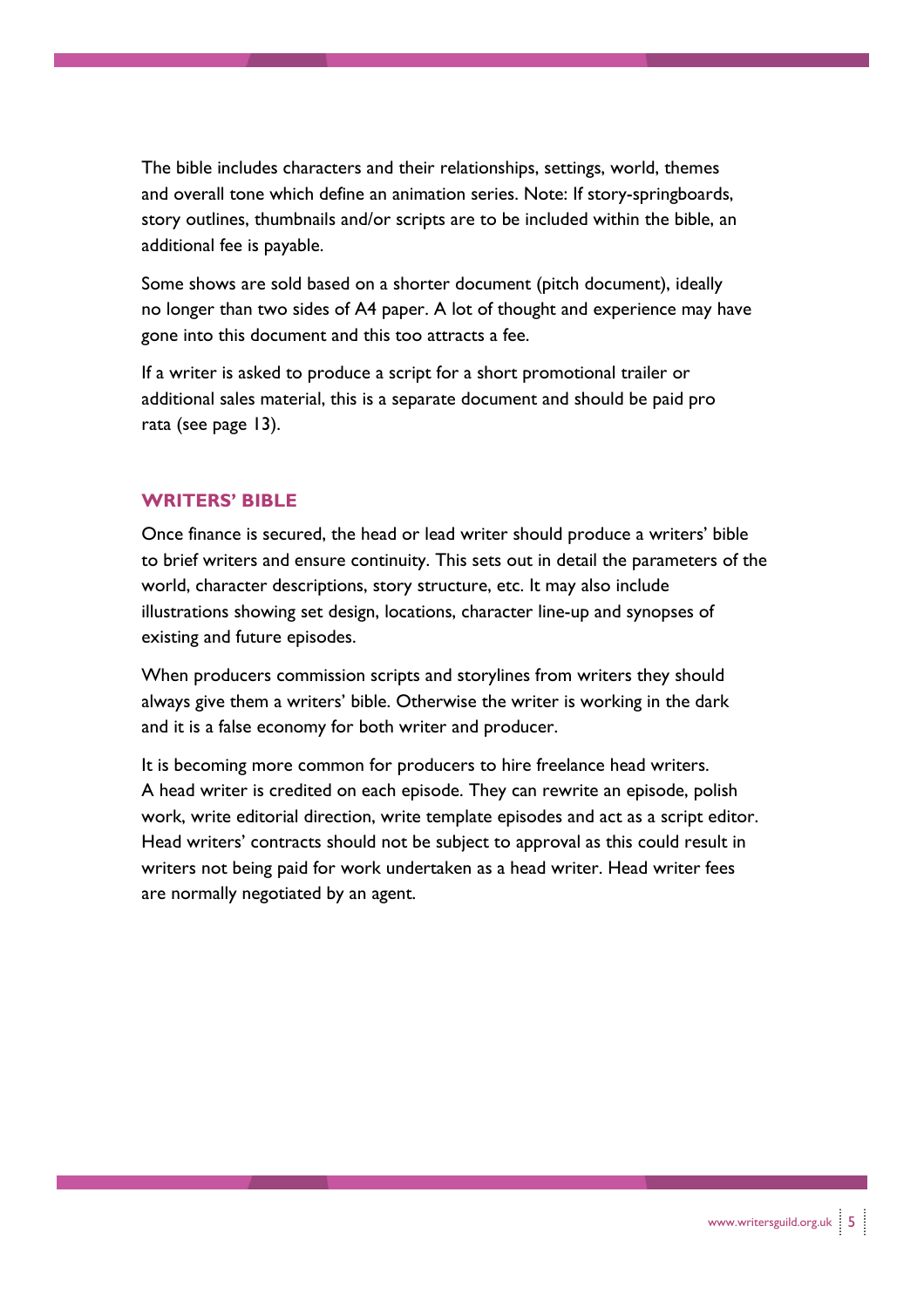The bible includes characters and their relationships, settings, world, themes and overall tone which define an animation series. Note: If story-springboards, story outlines, thumbnails and/or scripts are to be included within the bible, an additional fee is payable.

Some shows are sold based on a shorter document (pitch document), ideally no longer than two sides of A4 paper. A lot of thought and experience may have gone into this document and this too attracts a fee.

If a writer is asked to produce a script for a short promotional trailer or additional sales material, this is a separate document and should be paid pro rata (see page 13).

## WRITERS' BIBLE

Once finance is secured, the head or lead writer should produce a writers' bible to brief writers and ensure continuity. This sets out in detail the parameters of the world, character descriptions, story structure, etc. It may also include illustrations showing set design, locations, character line-up and synopses of existing and future episodes.

When producers commission scripts and storylines from writers they should always give them a writers' bible. Otherwise the writer is working in the dark and it is a false economy for both writer and producer.

It is becoming more common for producers to hire freelance head writers. A head writer is credited on each episode. They can rewrite an episode, polish work, write editorial direction, write template episodes and act as a script editor. Head writers' contracts should not be subject to approval as this could result in writers not being paid for work undertaken as a head writer. Head writer fees are normally negotiated by an agent.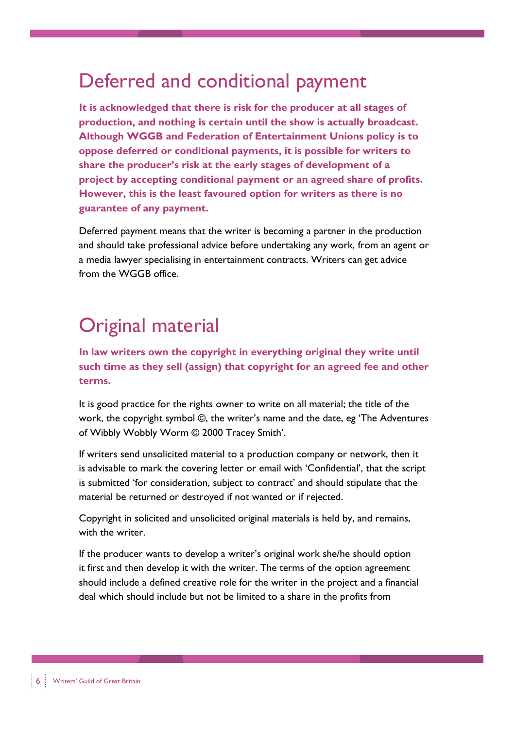## Deferred and conditional payment

**It is acknowledged that there is risk for the producer at all stages of production, and nothing is certain until the show is actually broadcast. Although WGGB and Federation of Entertainment Unions policy is to oppose deferred or conditional payments, it is possible for writers to share the producer's risk at the early stages of development of a project by accepting conditional payment or an agreed share of profits. However, this is the least favoured option for writers as there is no guarantee of any payment.**

Deferred payment means that the writer is becoming a partner in the production and should take professional advice before undertaking any work, from an agent or a media lawyer specialising in entertainment contracts. Writers can get advice from the WGGB office.

## Original material

**In law writers own the copyright in everything original they write until such time as they sell (assign) that copyright for an agreed fee and other terms.**

It is good practice for the rights owner to write on all material; the title of the work, the copyright symbol ©, the writer's name and the date, eg 'The Adventures of Wibbly Wobbly Worm © 2000 Tracey Smith'.

If writers send unsolicited material to a production company or network, then it is advisable to mark the covering letter or email with 'Confidential', that the script is submitted 'for consideration, subject to contract' and should stipulate that the material be returned or destroyed if not wanted or if rejected.

Copyright in solicited and unsolicited original materials is held by, and remains, with the writer.

If the producer wants to develop a writer's original work she/he should option it first and then develop it with the writer. The terms of the option agreement should include a defined creative role for the writer in the project and a financial deal which should include but not be limited to a share in the profits from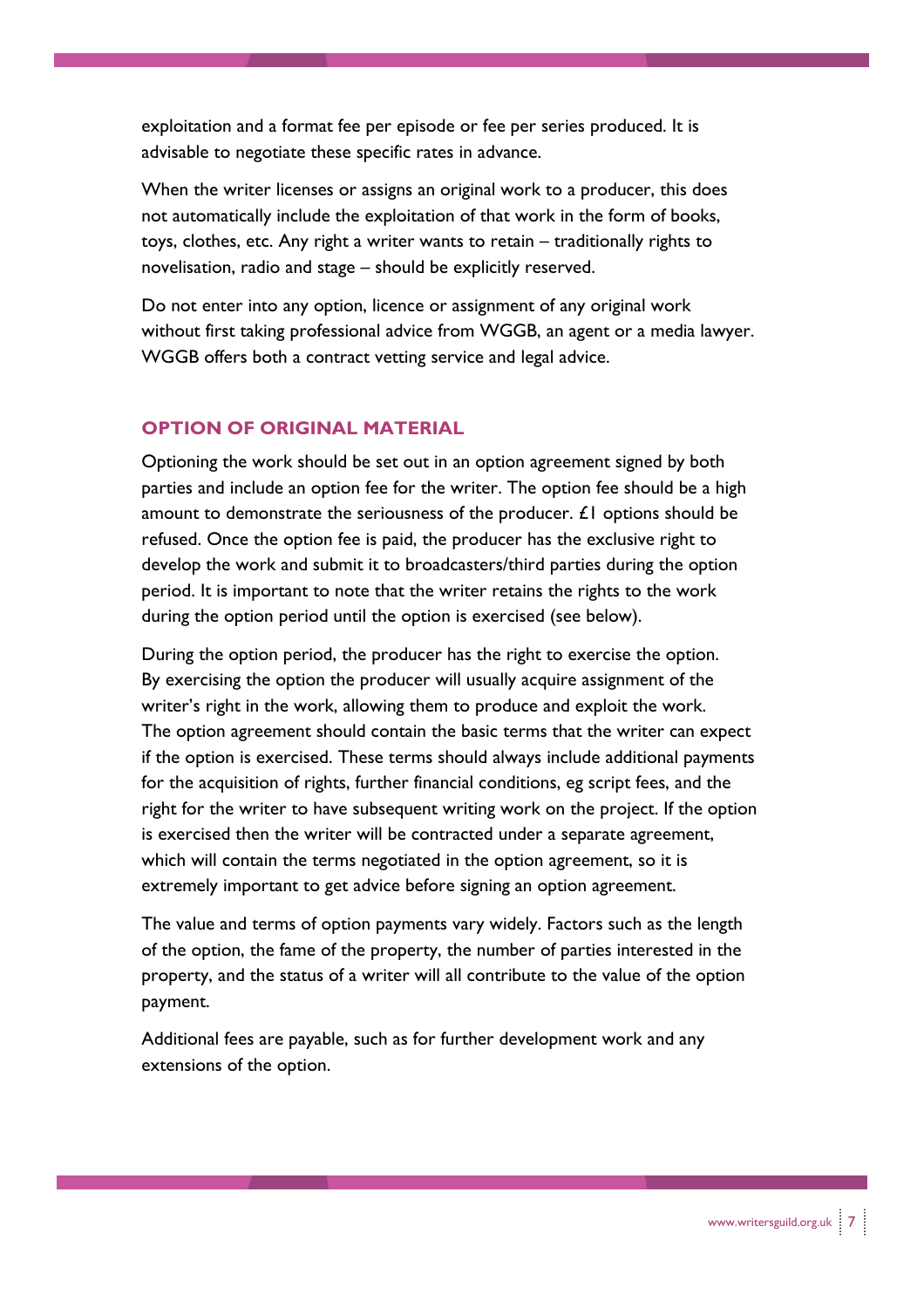exploitation and a format fee per episode or fee per series produced. It is advisable to negotiate these specific rates in advance.

When the writer licenses or assigns an original work to a producer, this does not automatically include the exploitation of that work in the form of books, toys, clothes, etc. Any right a writer wants to retain – traditionally rights to novelisation, radio and stage – should be explicitly reserved.

Do not enter into any option, licence or assignment of any original work without first taking professional advice from WGGB, an agent or a media lawyer. WGGB offers both a contract vetting service and legal advice.

## OPTION OF ORIGINAL MATERIAL

Optioning the work should be set out in an option agreement signed by both parties and include an option fee for the writer. The option fee should be a high amount to demonstrate the seriousness of the producer. £1 options should be refused. Once the option fee is paid, the producer has the exclusive right to develop the work and submit it to broadcasters/third parties during the option period. It is important to note that the writer retains the rights to the work during the option period until the option is exercised (see below).

During the option period, the producer has the right to exercise the option. By exercising the option the producer will usually acquire assignment of the writer's right in the work, allowing them to produce and exploit the work. The option agreement should contain the basic terms that the writer can expect if the option is exercised. These terms should always include additional payments for the acquisition of rights, further financial conditions, eg script fees, and the right for the writer to have subsequent writing work on the project. If the option is exercised then the writer will be contracted under a separate agreement, which will contain the terms negotiated in the option agreement, so it is extremely important to get advice before signing an option agreement.

The value and terms of option payments vary widely. Factors such as the length of the option, the fame of the property, the number of parties interested in the property, and the status of a writer will all contribute to the value of the option payment.

Additional fees are payable, such as for further development work and any extensions of the option.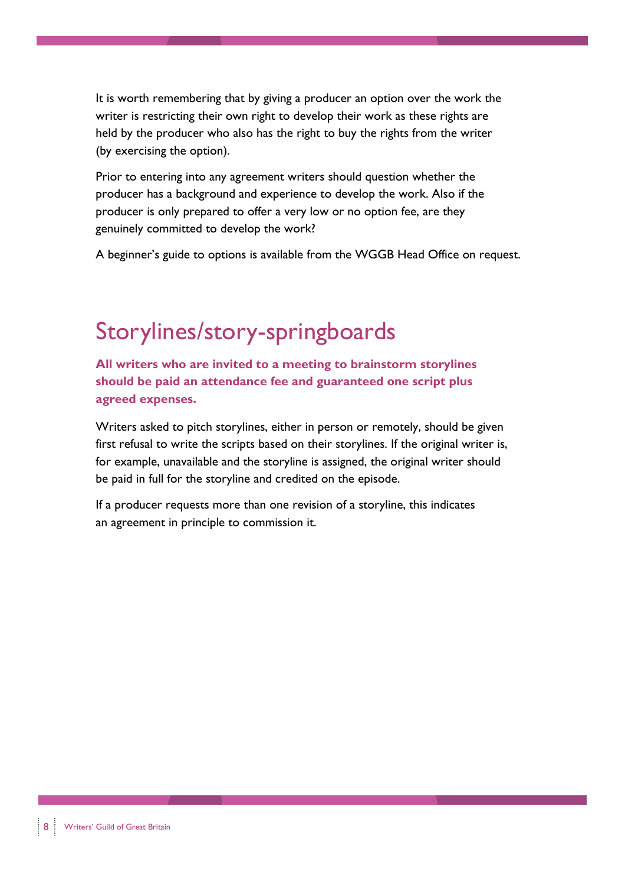It is worth remembering that by giving a producer an option over the work the writer is restricting their own right to develop their work as these rights are held by the producer who also has the right to buy the rights from the writer (by exercising the option).

Prior to entering into any agreement writers should question whether the producer has a background and experience to develop the work. Also if the producer is only prepared to offer a very low or no option fee, are they genuinely committed to develop the work?

A beginner's guide to options is available from the WGGB Head Office on request.

## Storylines/story-springboards

**All writers who are invited to a meeting to brainstorm storylines should be paid an attendance fee and guaranteed one script plus agreed expenses.**

Writers asked to pitch storylines, either in person or remotely, should be given first refusal to write the scripts based on their storylines. If the original writer is, for example, unavailable and the storyline is assigned, the original writer should be paid in full for the storyline and credited on the episode.

If a producer requests more than one revision of a storyline, this indicates an agreement in principle to commission it.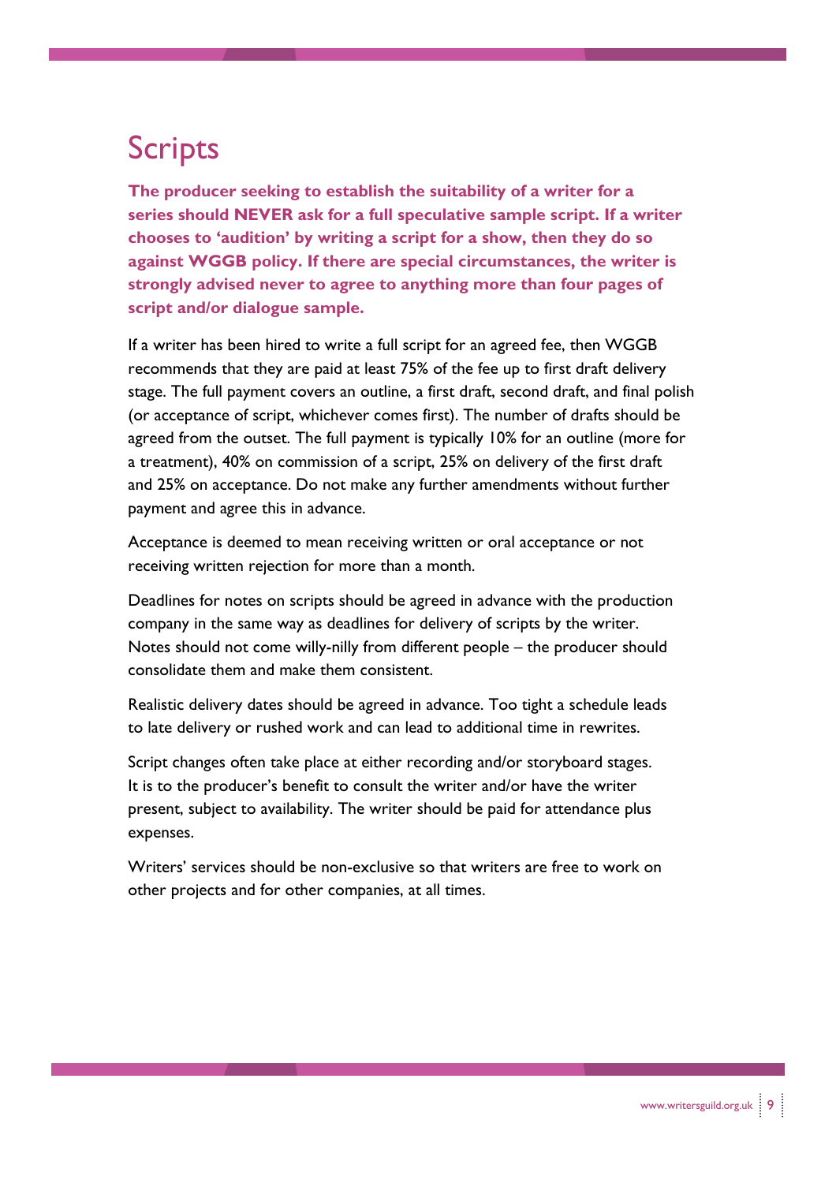# Scripts

**The producer seeking to establish the suitability of a writer for a series should NEVER ask for a full speculative sample script. If a writer chooses to 'audition' by writing a script for a show, then they do so against WGGB policy. If there are special circumstances, the writer is strongly advised never to agree to anything more than four pages of script and/or dialogue sample.**

If a writer has been hired to write a full script for an agreed fee, then WGGB recommends that they are paid at least 75% of the fee up to first draft delivery stage. The full payment covers an outline, a first draft, second draft, and final polish (or acceptance of script, whichever comes first). The number of drafts should be agreed from the outset. The full payment is typically 10% for an outline (more for a treatment), 40% on commission of a script, 25% on delivery of the first draft and 25% on acceptance. Do not make any further amendments without further payment and agree this in advance.

Acceptance is deemed to mean receiving written or oral acceptance or not receiving written rejection for more than a month.

Deadlines for notes on scripts should be agreed in advance with the production company in the same way as deadlines for delivery of scripts by the writer. Notes should not come willy-nilly from different people – the producer should consolidate them and make them consistent.

Realistic delivery dates should be agreed in advance. Too tight a schedule leads to late delivery or rushed work and can lead to additional time in rewrites.

Script changes often take place at either recording and/or storyboard stages. It is to the producer's benefit to consult the writer and/or have the writer present, subject to availability. The writer should be paid for attendance plus expenses.

Writers' services should be non-exclusive so that writers are free to work on other projects and for other companies, at all times.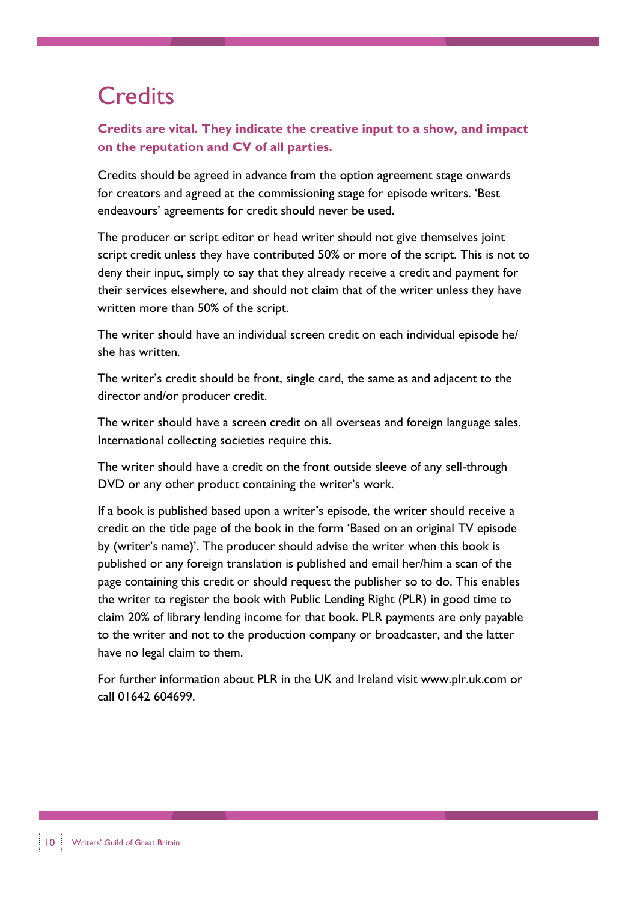# Credits

**Credits are vital. They indicate the creative input to a show, and impact on the reputation and CV of all parties.**

Credits should be agreed in advance from the option agreement stage onwards for creators and agreed at the commissioning stage for episode writers. 'Best endeavours' agreements for credit should never be used.

The producer or script editor or head writer should not give themselves joint script credit unless they have contributed 50% or more of the script. This is not to deny their input, simply to say that they already receive a credit and payment for their services elsewhere, and should not claim that of the writer unless they have written more than 50% of the script.

The writer should have an individual screen credit on each individual episode he/she has written.

The writer's credit should be front, single card, the same as and adjacent to the director and/or producer credit.

The writer should have a screen credit on all overseas and foreign language sales. International collecting societies require this.

The writer should have a credit on the front outside sleeve of any sell-through DVD or any other product containing the writer's work.

If a book is published based upon a writer's episode, the writer should receive a credit on the title page of the book in the form 'Based on an original TV episode by (writer's name)'. The producer should advise the writer when this book is published or any foreign translation is published and email her/him a scan of the page containing this credit or should request the publisher so to do. This enables the writer to register the book with Public Lending Right (PLR) in good time to claim 20% of library lending income for that book. PLR payments are only payable to the writer and not to the production company or broadcaster, and the latter have no legal claim to them.

For further information about PLR in the UK and Ireland visit www.plr.uk.com or call 01642 604699.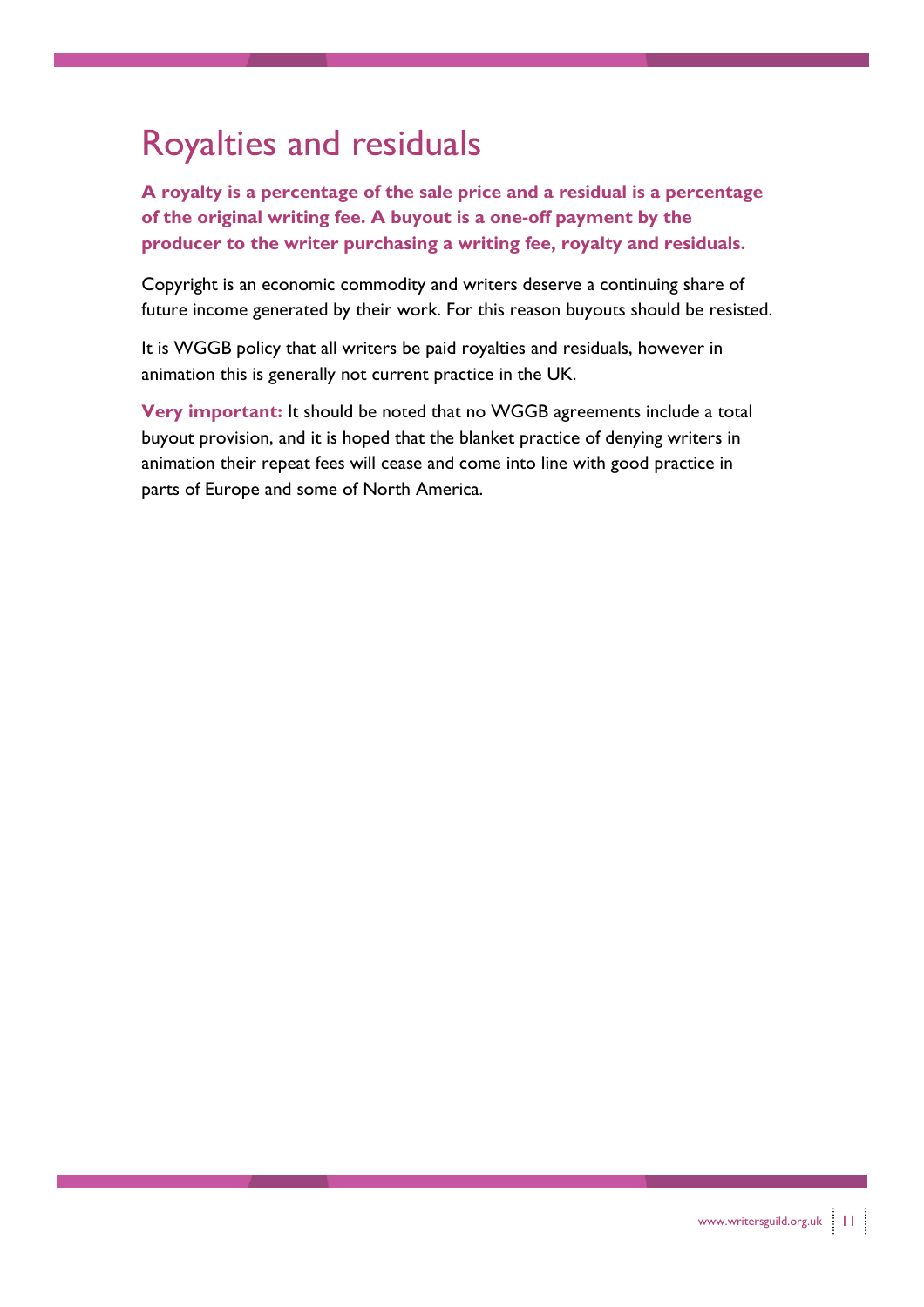# Royalties and residuals

**A royalty is a percentage of the sale price and a residual is a percentage of the original writing fee. A buyout is a one-off payment by the producer to the writer purchasing a writing fee, royalty and residuals.**

Copyright is an economic commodity and writers deserve a continuing share of future income generated by their work. For this reason buyouts should be resisted.

It is WGGB policy that all writers be paid royalties and residuals, however in animation this is generally not current practice in the UK.

**Very important:** It should be noted that no WGGB agreements include a total buyout provision, and it is hoped that the blanket practice of denying writers in animation their repeat fees will cease and come into line with good practice in parts of Europe and some of North America.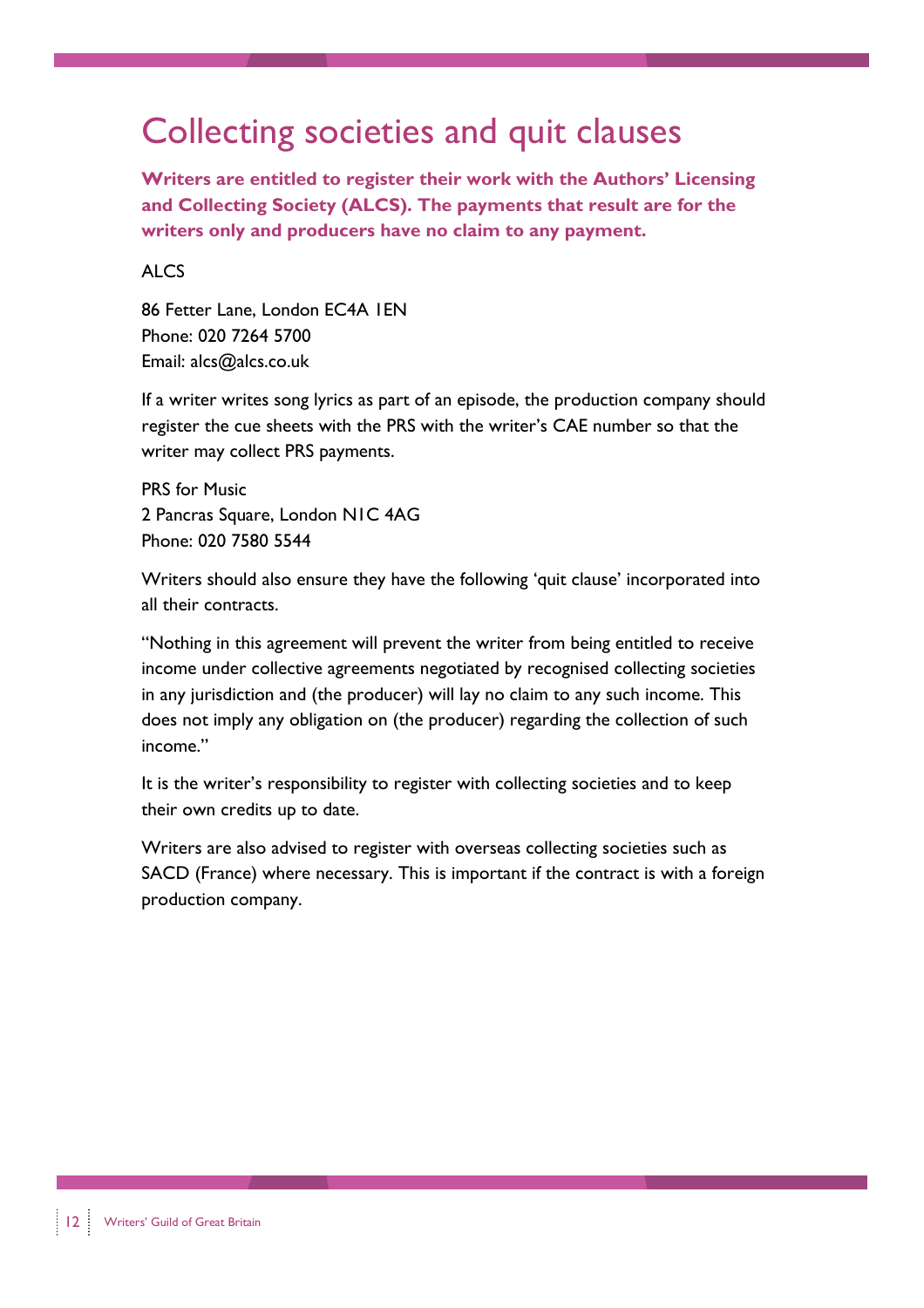# Collecting societies and quit clauses

**Writers are entitled to register their work with the Authors' Licensing and Collecting Society (ALCS). The payments that result are for the writers only and producers have no claim to any payment.**

ALCS

86 Fetter Lane, London EC4A 1EN
Phone: 020 7264 5700
Email: alcs@alcs.co.uk

If a writer writes song lyrics as part of an episode, the production company should register the cue sheets with the PRS with the writer's CAE number so that the writer may collect PRS payments.

PRS for Music
2 Pancras Square, London N1C 4AG
Phone: 020 7580 5544

Writers should also ensure they have the following 'quit clause' incorporated into all their contracts.

"Nothing in this agreement will prevent the writer from being entitled to receive income under collective agreements negotiated by recognised collecting societies in any jurisdiction and (the producer) will lay no claim to any such income. This does not imply any obligation on (the producer) regarding the collection of such income."

It is the writer's responsibility to register with collecting societies and to keep their own credits up to date.

Writers are also advised to register with overseas collecting societies such as SACD (France) where necessary. This is important if the contract is with a foreign production company.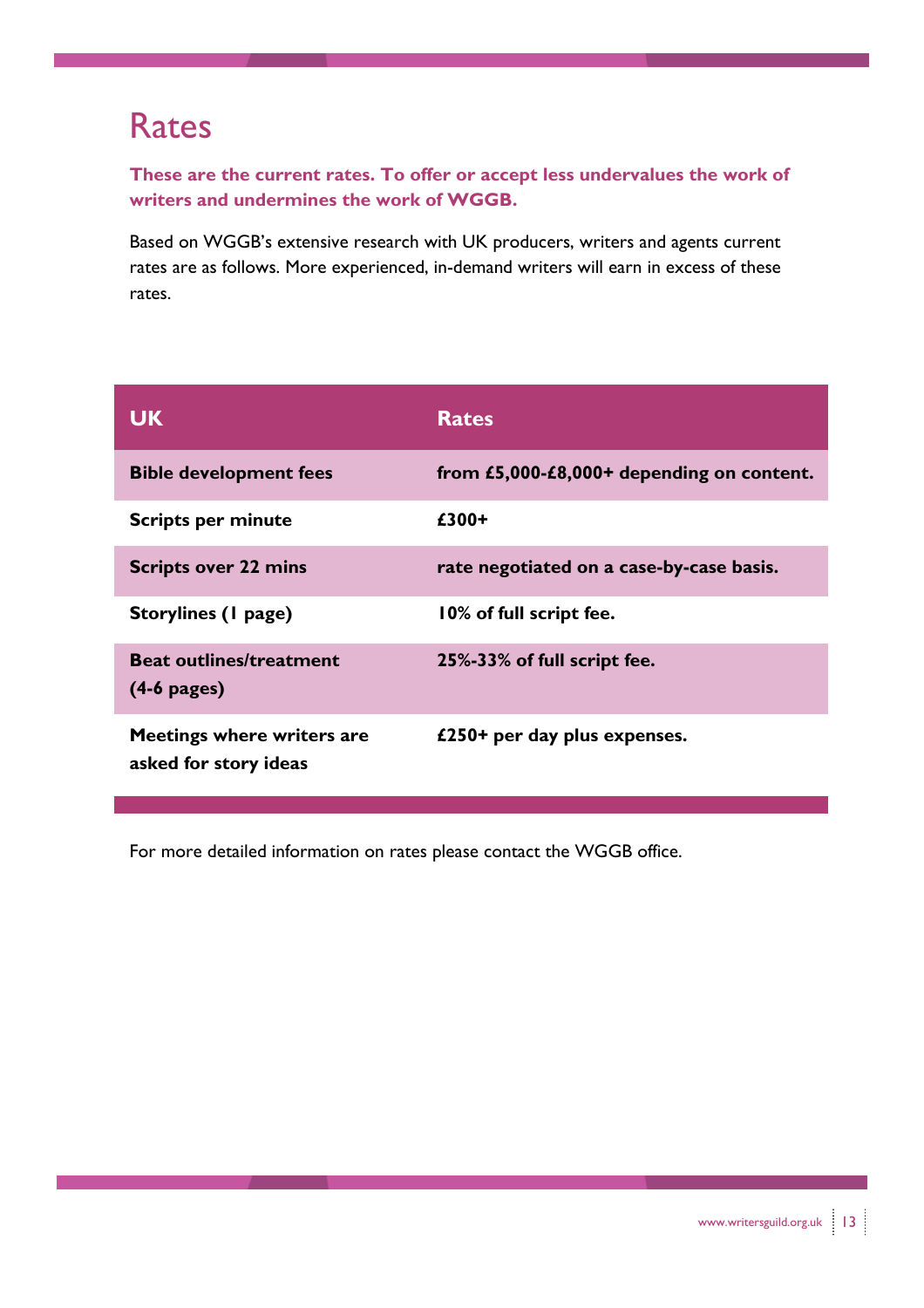# Rates

**These are the current rates. To offer or accept less undervalues the work of writers and undermines the work of WGGB.**

Based on WGGB's extensive research with UK producers, writers and agents current rates are as follows. More experienced, in-demand writers will earn in excess of these rates.

| UK | Rates |
| --- | --- |
| **Bible development fees** | **from £5,000-£8,000+ depending on content.** |
| **Scripts per minute** | **£300+** |
| **Scripts over 22 mins** | **rate negotiated on a case-by-case basis.** |
| **Storylines (1 page)** | **10% of full script fee.** |
| **Beat outlines/treatment (4-6 pages)** | **25%-33% of full script fee.** |
| **Meetings where writers are asked for story ideas** | **£250+ per day plus expenses.** |

For more detailed information on rates please contact the WGGB office.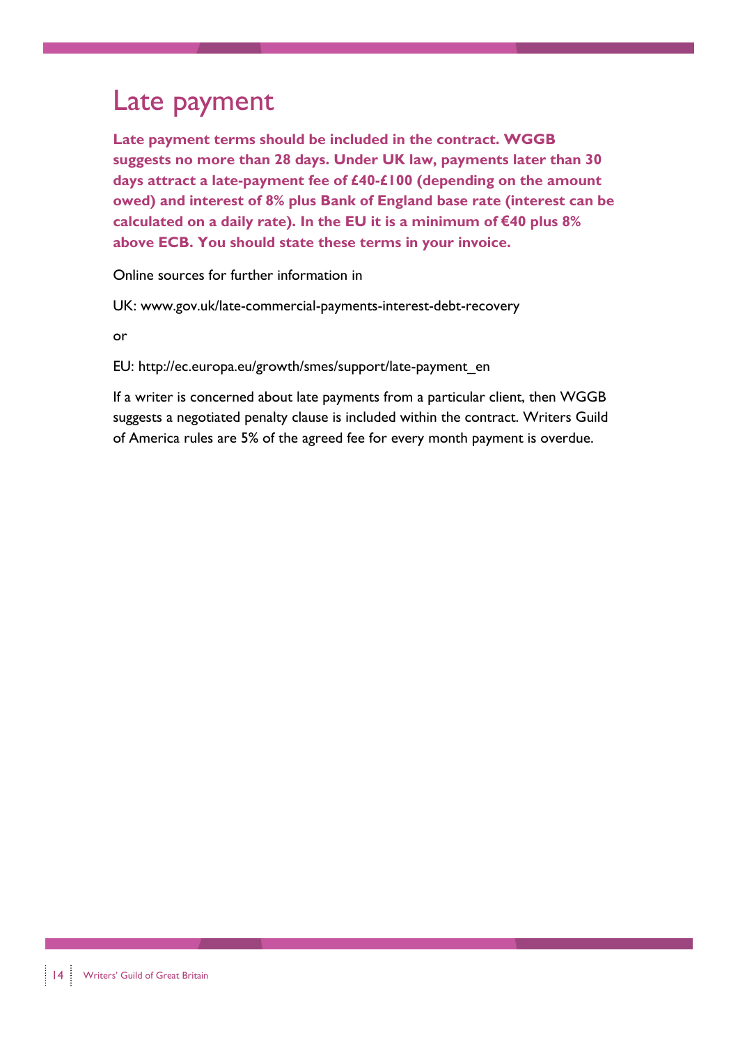# Late payment

**Late payment terms should be included in the contract. WGGB suggests no more than 28 days. Under UK law, payments later than 30 days attract a late-payment fee of £40-£100 (depending on the amount owed) and interest of 8% plus Bank of England base rate (interest can be calculated on a daily rate). In the EU it is a minimum of €40 plus 8% above ECB. You should state these terms in your invoice.**

Online sources for further information in

UK: www.gov.uk/late-commercial-payments-interest-debt-recovery

or

EU: http://ec.europa.eu/growth/smes/support/late-payment_en

If a writer is concerned about late payments from a particular client, then WGGB suggests a negotiated penalty clause is included within the contract. Writers Guild of America rules are 5% of the agreed fee for every month payment is overdue.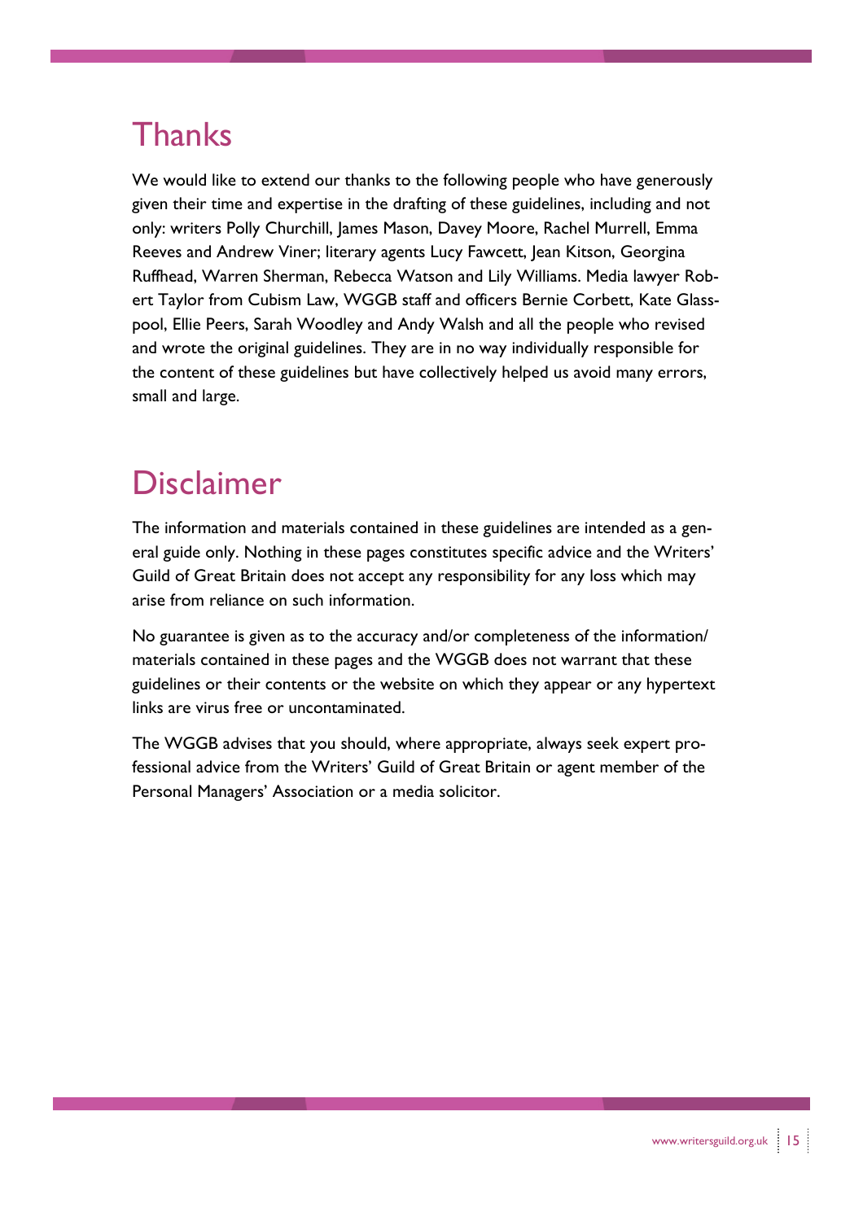## Thanks

We would like to extend our thanks to the following people who have generously given their time and expertise in the drafting of these guidelines, including and not only: writers Polly Churchill, James Mason, Davey Moore, Rachel Murrell, Emma Reeves and Andrew Viner; literary agents Lucy Fawcett, Jean Kitson, Georgina Ruffhead, Warren Sherman, Rebecca Watson and Lily Williams. Media lawyer Robert Taylor from Cubism Law, WGGB staff and officers Bernie Corbett, Kate Glasspool, Ellie Peers, Sarah Woodley and Andy Walsh and all the people who revised and wrote the original guidelines. They are in no way individually responsible for the content of these guidelines but have collectively helped us avoid many errors, small and large.

## Disclaimer

The information and materials contained in these guidelines are intended as a general guide only. Nothing in these pages constitutes specific advice and the Writers' Guild of Great Britain does not accept any responsibility for any loss which may arise from reliance on such information.

No guarantee is given as to the accuracy and/or completeness of the information/materials contained in these pages and the WGGB does not warrant that these guidelines or their contents or the website on which they appear or any hypertext links are virus free or uncontaminated.

The WGGB advises that you should, where appropriate, always seek expert professional advice from the Writers' Guild of Great Britain or agent member of the Personal Managers' Association or a media solicitor.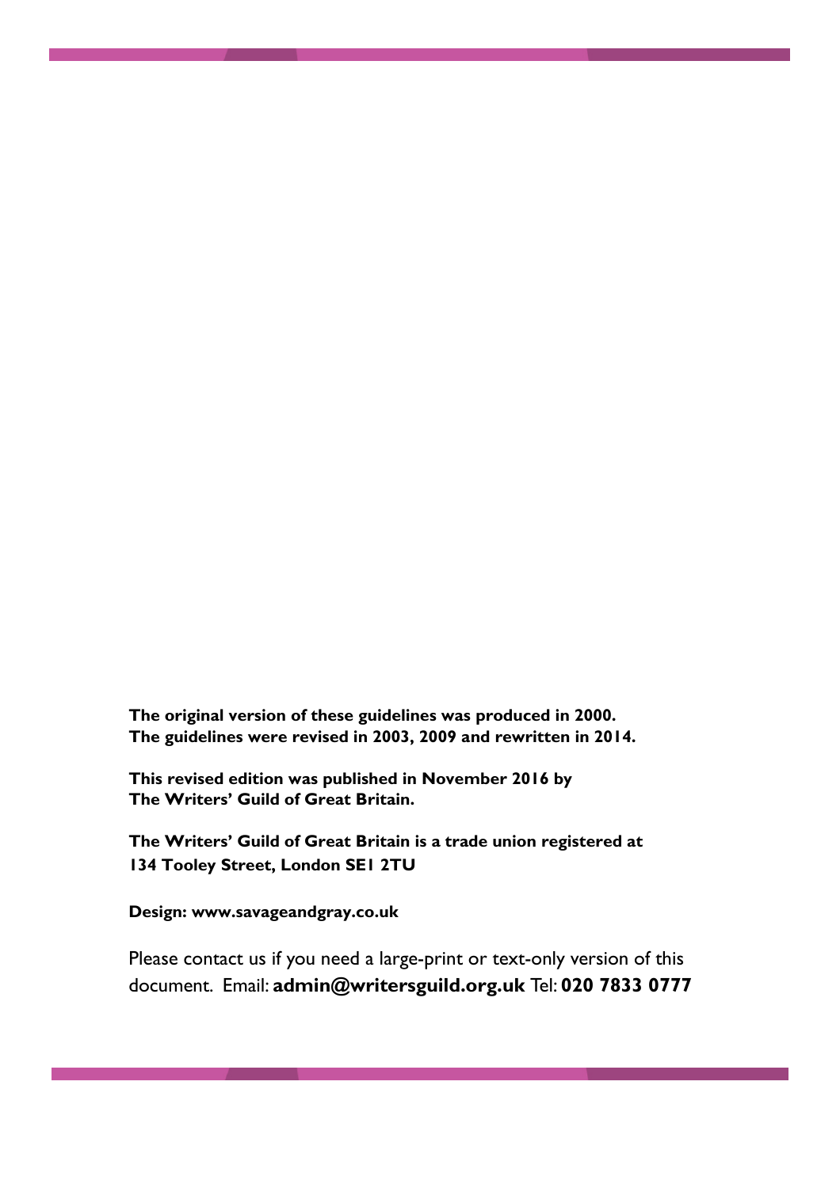**The original version of these guidelines was produced in 2000.**
**The guidelines were revised in 2003, 2009 and rewritten in 2014.**

**This revised edition was published in November 2016 by**
**The Writers' Guild of Great Britain.**

**The Writers' Guild of Great Britain is a trade union registered at**
**134 Tooley Street, London SE1 2TU**

**Design: www.savageandgray.co.uk**

Please contact us if you need a large-print or text-only version of this document. Email: **admin@writersguild.org.uk** Tel: **020 7833 0777**